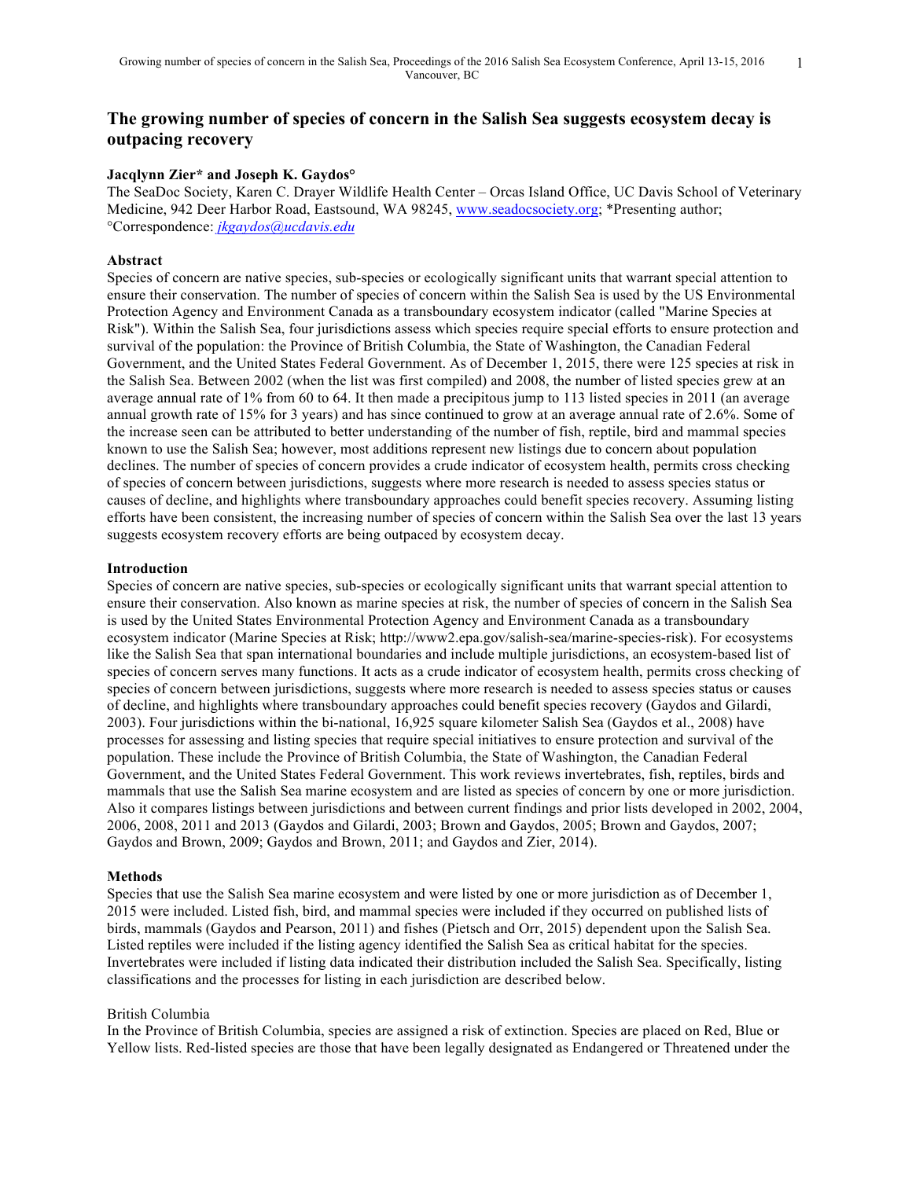# The growing number of species of concern in the Salish Sea suggests ecosystem decay is outpacing recovery

**Jacqlynn Zier* and Joseph K. Gaydos°**

The SeaDoc Society, Karen C. Drayer Wildlife Health Center – Orcas Island Office, UC Davis School of Veterinary Medicine, 942 Deer Harbor Road, Eastsound, WA 98245, www.seadocsociety.org; *Presenting author; °Correspondence: *jkgaydos@ucdavis.edu*

## Abstract

Species of concern are native species, sub-species or ecologically significant units that warrant special attention to ensure their conservation. The number of species of concern within the Salish Sea is used by the US Environmental Protection Agency and Environment Canada as a transboundary ecosystem indicator (called "Marine Species at Risk"). Within the Salish Sea, four jurisdictions assess which species require special efforts to ensure protection and survival of the population: the Province of British Columbia, the State of Washington, the Canadian Federal Government, and the United States Federal Government. As of December 1, 2015, there were 125 species at risk in the Salish Sea. Between 2002 (when the list was first compiled) and 2008, the number of listed species grew at an average annual rate of 1% from 60 to 64. It then made a precipitous jump to 113 listed species in 2011 (an average annual growth rate of 15% for 3 years) and has since continued to grow at an average annual rate of 2.6%. Some of the increase seen can be attributed to better understanding of the number of fish, reptile, bird and mammal species known to use the Salish Sea; however, most additions represent new listings due to concern about population declines. The number of species of concern provides a crude indicator of ecosystem health, permits cross checking of species of concern between jurisdictions, suggests where more research is needed to assess species status or causes of decline, and highlights where transboundary approaches could benefit species recovery. Assuming listing efforts have been consistent, the increasing number of species of concern within the Salish Sea over the last 13 years suggests ecosystem recovery efforts are being outpaced by ecosystem decay.

## Introduction

Species of concern are native species, sub-species or ecologically significant units that warrant special attention to ensure their conservation. Also known as marine species at risk, the number of species of concern in the Salish Sea is used by the United States Environmental Protection Agency and Environment Canada as a transboundary ecosystem indicator (Marine Species at Risk; http://www2.epa.gov/salish-sea/marine-species-risk). For ecosystems like the Salish Sea that span international boundaries and include multiple jurisdictions, an ecosystem-based list of species of concern serves many functions. It acts as a crude indicator of ecosystem health, permits cross checking of species of concern between jurisdictions, suggests where more research is needed to assess species status or causes of decline, and highlights where transboundary approaches could benefit species recovery (Gaydos and Gilardi, 2003). Four jurisdictions within the bi-national, 16,925 square kilometer Salish Sea (Gaydos et al., 2008) have processes for assessing and listing species that require special initiatives to ensure protection and survival of the population. These include the Province of British Columbia, the State of Washington, the Canadian Federal Government, and the United States Federal Government. This work reviews invertebrates, fish, reptiles, birds and mammals that use the Salish Sea marine ecosystem and are listed as species of concern by one or more jurisdiction. Also it compares listings between jurisdictions and between current findings and prior lists developed in 2002, 2004, 2006, 2008, 2011 and 2013 (Gaydos and Gilardi, 2003; Brown and Gaydos, 2005; Brown and Gaydos, 2007; Gaydos and Brown, 2009; Gaydos and Brown, 2011; and Gaydos and Zier, 2014).

## Methods

Species that use the Salish Sea marine ecosystem and were listed by one or more jurisdiction as of December 1, 2015 were included. Listed fish, bird, and mammal species were included if they occurred on published lists of birds, mammals (Gaydos and Pearson, 2011) and fishes (Pietsch and Orr, 2015) dependent upon the Salish Sea. Listed reptiles were included if the listing agency identified the Salish Sea as critical habitat for the species. Invertebrates were included if listing data indicated their distribution included the Salish Sea. Specifically, listing classifications and the processes for listing in each jurisdiction are described below.

### British Columbia

In the Province of British Columbia, species are assigned a risk of extinction. Species are placed on Red, Blue or Yellow lists. Red-listed species are those that have been legally designated as Endangered or Threatened under the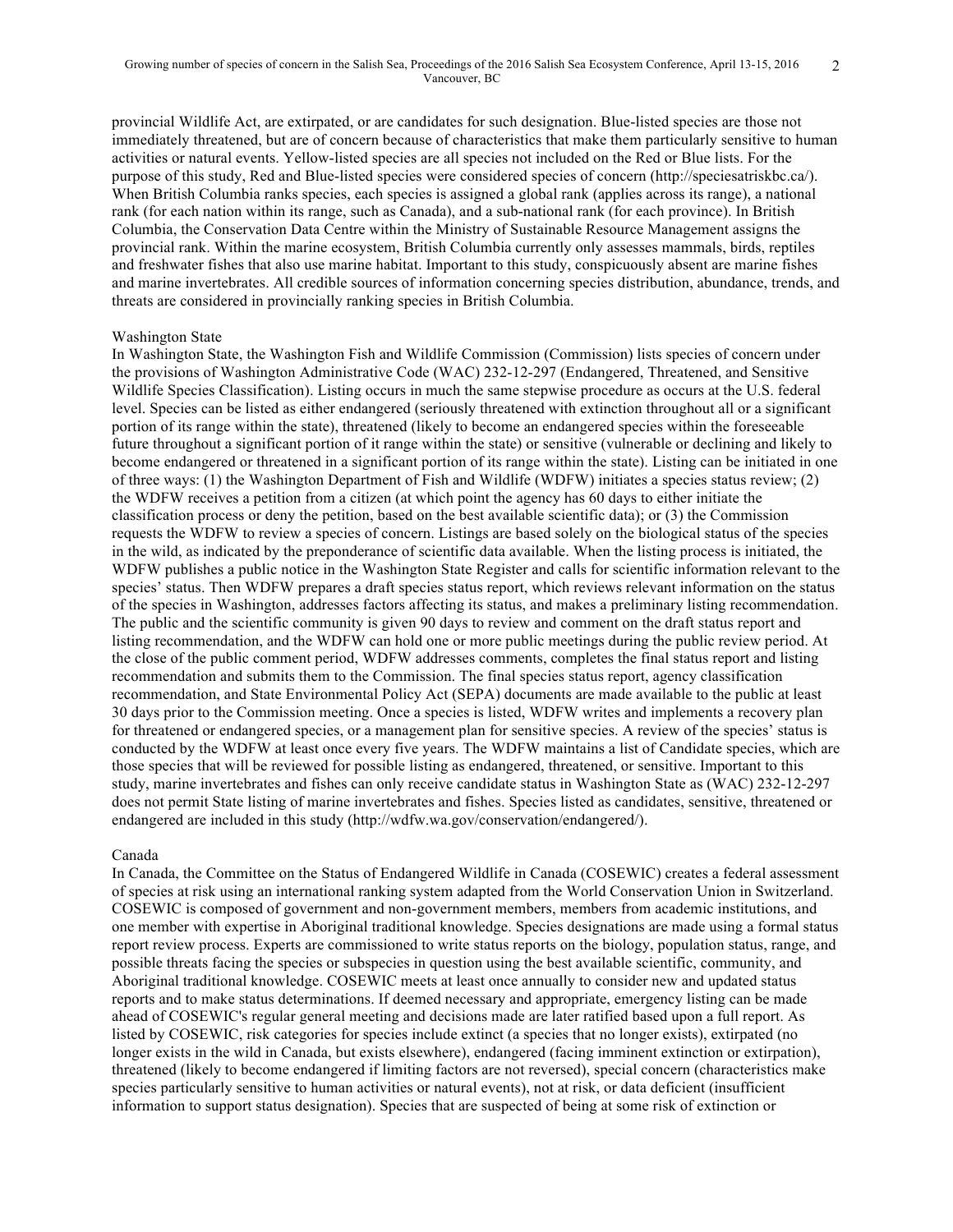provincial Wildlife Act, are extirpated, or are candidates for such designation. Blue-listed species are those not immediately threatened, but are of concern because of characteristics that make them particularly sensitive to human activities or natural events. Yellow-listed species are all species not included on the Red or Blue lists. For the purpose of this study, Red and Blue-listed species were considered species of concern (http://speciesatriskbc.ca/). When British Columbia ranks species, each species is assigned a global rank (applies across its range), a national rank (for each nation within its range, such as Canada), and a sub-national rank (for each province). In British Columbia, the Conservation Data Centre within the Ministry of Sustainable Resource Management assigns the provincial rank. Within the marine ecosystem, British Columbia currently only assesses mammals, birds, reptiles and freshwater fishes that also use marine habitat. Important to this study, conspicuously absent are marine fishes and marine invertebrates. All credible sources of information concerning species distribution, abundance, trends, and threats are considered in provincially ranking species in British Columbia.

### Washington State

In Washington State, the Washington Fish and Wildlife Commission (Commission) lists species of concern under the provisions of Washington Administrative Code (WAC) 232-12-297 (Endangered, Threatened, and Sensitive Wildlife Species Classification). Listing occurs in much the same stepwise procedure as occurs at the U.S. federal level. Species can be listed as either endangered (seriously threatened with extinction throughout all or a significant portion of its range within the state), threatened (likely to become an endangered species within the foreseeable future throughout a significant portion of it range within the state) or sensitive (vulnerable or declining and likely to become endangered or threatened in a significant portion of its range within the state). Listing can be initiated in one of three ways: (1) the Washington Department of Fish and Wildlife (WDFW) initiates a species status review; (2) the WDFW receives a petition from a citizen (at which point the agency has 60 days to either initiate the classification process or deny the petition, based on the best available scientific data); or (3) the Commission requests the WDFW to review a species of concern. Listings are based solely on the biological status of the species in the wild, as indicated by the preponderance of scientific data available. When the listing process is initiated, the WDFW publishes a public notice in the Washington State Register and calls for scientific information relevant to the species' status. Then WDFW prepares a draft species status report, which reviews relevant information on the status of the species in Washington, addresses factors affecting its status, and makes a preliminary listing recommendation. The public and the scientific community is given 90 days to review and comment on the draft status report and listing recommendation, and the WDFW can hold one or more public meetings during the public review period. At the close of the public comment period, WDFW addresses comments, completes the final status report and listing recommendation and submits them to the Commission. The final species status report, agency classification recommendation, and State Environmental Policy Act (SEPA) documents are made available to the public at least 30 days prior to the Commission meeting. Once a species is listed, WDFW writes and implements a recovery plan for threatened or endangered species, or a management plan for sensitive species. A review of the species' status is conducted by the WDFW at least once every five years. The WDFW maintains a list of Candidate species, which are those species that will be reviewed for possible listing as endangered, threatened, or sensitive. Important to this study, marine invertebrates and fishes can only receive candidate status in Washington State as (WAC) 232-12-297 does not permit State listing of marine invertebrates and fishes. Species listed as candidates, sensitive, threatened or endangered are included in this study (http://wdfw.wa.gov/conservation/endangered/).

### Canada

In Canada, the Committee on the Status of Endangered Wildlife in Canada (COSEWIC) creates a federal assessment of species at risk using an international ranking system adapted from the World Conservation Union in Switzerland. COSEWIC is composed of government and non-government members, members from academic institutions, and one member with expertise in Aboriginal traditional knowledge. Species designations are made using a formal status report review process. Experts are commissioned to write status reports on the biology, population status, range, and possible threats facing the species or subspecies in question using the best available scientific, community, and Aboriginal traditional knowledge. COSEWIC meets at least once annually to consider new and updated status reports and to make status determinations. If deemed necessary and appropriate, emergency listing can be made ahead of COSEWIC's regular general meeting and decisions made are later ratified based upon a full report. As listed by COSEWIC, risk categories for species include extinct (a species that no longer exists), extirpated (no longer exists in the wild in Canada, but exists elsewhere), endangered (facing imminent extinction or extirpation), threatened (likely to become endangered if limiting factors are not reversed), special concern (characteristics make species particularly sensitive to human activities or natural events), not at risk, or data deficient (insufficient information to support status designation). Species that are suspected of being at some risk of extinction or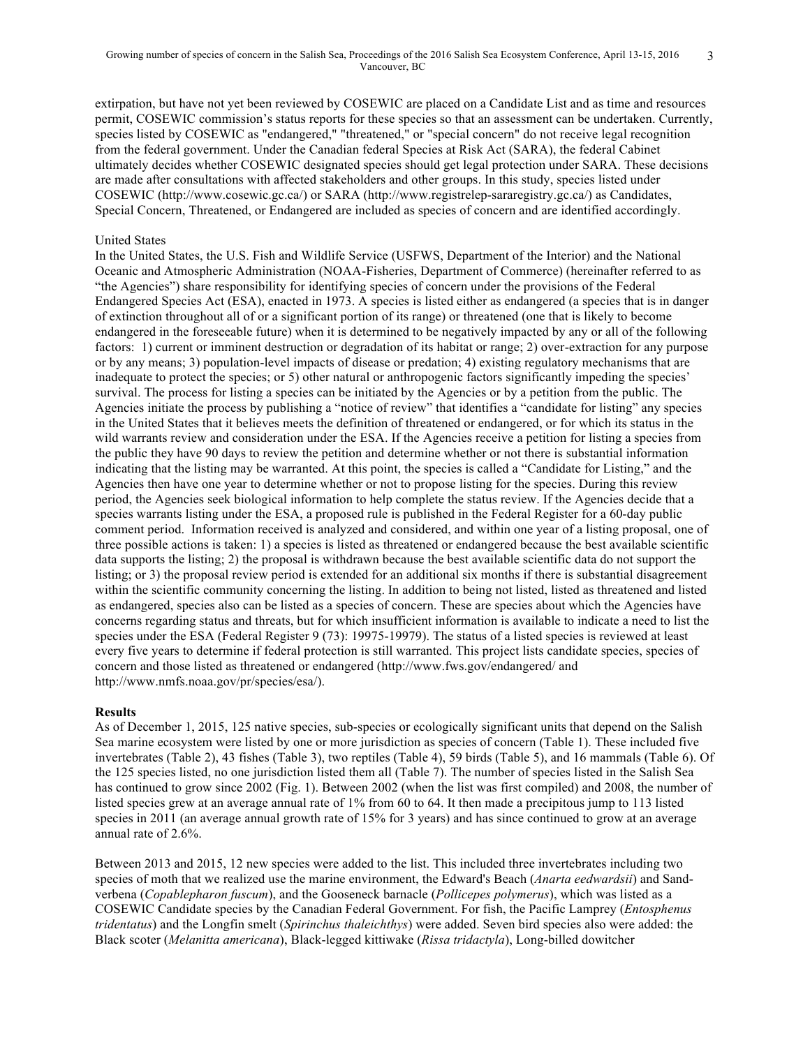extirpation, but have not yet been reviewed by COSEWIC are placed on a Candidate List and as time and resources permit, COSEWIC commission's status reports for these species so that an assessment can be undertaken. Currently, species listed by COSEWIC as "endangered," "threatened," or "special concern" do not receive legal recognition from the federal government. Under the Canadian federal Species at Risk Act (SARA), the federal Cabinet ultimately decides whether COSEWIC designated species should get legal protection under SARA. These decisions are made after consultations with affected stakeholders and other groups. In this study, species listed under COSEWIC (http://www.cosewic.gc.ca/) or SARA (http://www.registrelep-sararegistry.gc.ca/) as Candidates, Special Concern, Threatened, or Endangered are included as species of concern and are identified accordingly.

United States

In the United States, the U.S. Fish and Wildlife Service (USFWS, Department of the Interior) and the National Oceanic and Atmospheric Administration (NOAA-Fisheries, Department of Commerce) (hereinafter referred to as "the Agencies") share responsibility for identifying species of concern under the provisions of the Federal Endangered Species Act (ESA), enacted in 1973. A species is listed either as endangered (a species that is in danger of extinction throughout all of or a significant portion of its range) or threatened (one that is likely to become endangered in the foreseeable future) when it is determined to be negatively impacted by any or all of the following factors: 1) current or imminent destruction or degradation of its habitat or range; 2) over-extraction for any purpose or by any means; 3) population-level impacts of disease or predation; 4) existing regulatory mechanisms that are inadequate to protect the species; or 5) other natural or anthropogenic factors significantly impeding the species' survival. The process for listing a species can be initiated by the Agencies or by a petition from the public. The Agencies initiate the process by publishing a "notice of review" that identifies a "candidate for listing" any species in the United States that it believes meets the definition of threatened or endangered, or for which its status in the wild warrants review and consideration under the ESA. If the Agencies receive a petition for listing a species from the public they have 90 days to review the petition and determine whether or not there is substantial information indicating that the listing may be warranted. At this point, the species is called a "Candidate for Listing," and the Agencies then have one year to determine whether or not to propose listing for the species. During this review period, the Agencies seek biological information to help complete the status review. If the Agencies decide that a species warrants listing under the ESA, a proposed rule is published in the Federal Register for a 60-day public comment period. Information received is analyzed and considered, and within one year of a listing proposal, one of three possible actions is taken: 1) a species is listed as threatened or endangered because the best available scientific data supports the listing; 2) the proposal is withdrawn because the best available scientific data do not support the listing; or 3) the proposal review period is extended for an additional six months if there is substantial disagreement within the scientific community concerning the listing. In addition to being not listed, listed as threatened and listed as endangered, species also can be listed as a species of concern. These are species about which the Agencies have concerns regarding status and threats, but for which insufficient information is available to indicate a need to list the species under the ESA (Federal Register 9 (73): 19975-19979). The status of a listed species is reviewed at least every five years to determine if federal protection is still warranted. This project lists candidate species, species of concern and those listed as threatened or endangered (http://www.fws.gov/endangered/ and http://www.nmfs.noaa.gov/pr/species/esa/).

## Results

As of December 1, 2015, 125 native species, sub-species or ecologically significant units that depend on the Salish Sea marine ecosystem were listed by one or more jurisdiction as species of concern (Table 1). These included five invertebrates (Table 2), 43 fishes (Table 3), two reptiles (Table 4), 59 birds (Table 5), and 16 mammals (Table 6). Of the 125 species listed, no one jurisdiction listed them all (Table 7). The number of species listed in the Salish Sea has continued to grow since 2002 (Fig. 1). Between 2002 (when the list was first compiled) and 2008, the number of listed species grew at an average annual rate of 1% from 60 to 64. It then made a precipitous jump to 113 listed species in 2011 (an average annual growth rate of 15% for 3 years) and has since continued to grow at an average annual rate of 2.6%.

Between 2013 and 2015, 12 new species were added to the list. This included three invertebrates including two species of moth that we realized use the marine environment, the Edward's Beach (*Anarta eedwardsii*) and Sand-verbena (*Copablepharon fuscum*), and the Gooseneck barnacle (*Pollicepes polymerus*), which was listed as a COSEWIC Candidate species by the Canadian Federal Government. For fish, the Pacific Lamprey (*Entosphenus tridentatus*) and the Longfin smelt (*Spirinchus thaleichthys*) were added. Seven bird species also were added: the Black scoter (*Melanitta americana*), Black-legged kittiwake (*Rissa tridactyla*), Long-billed dowitcher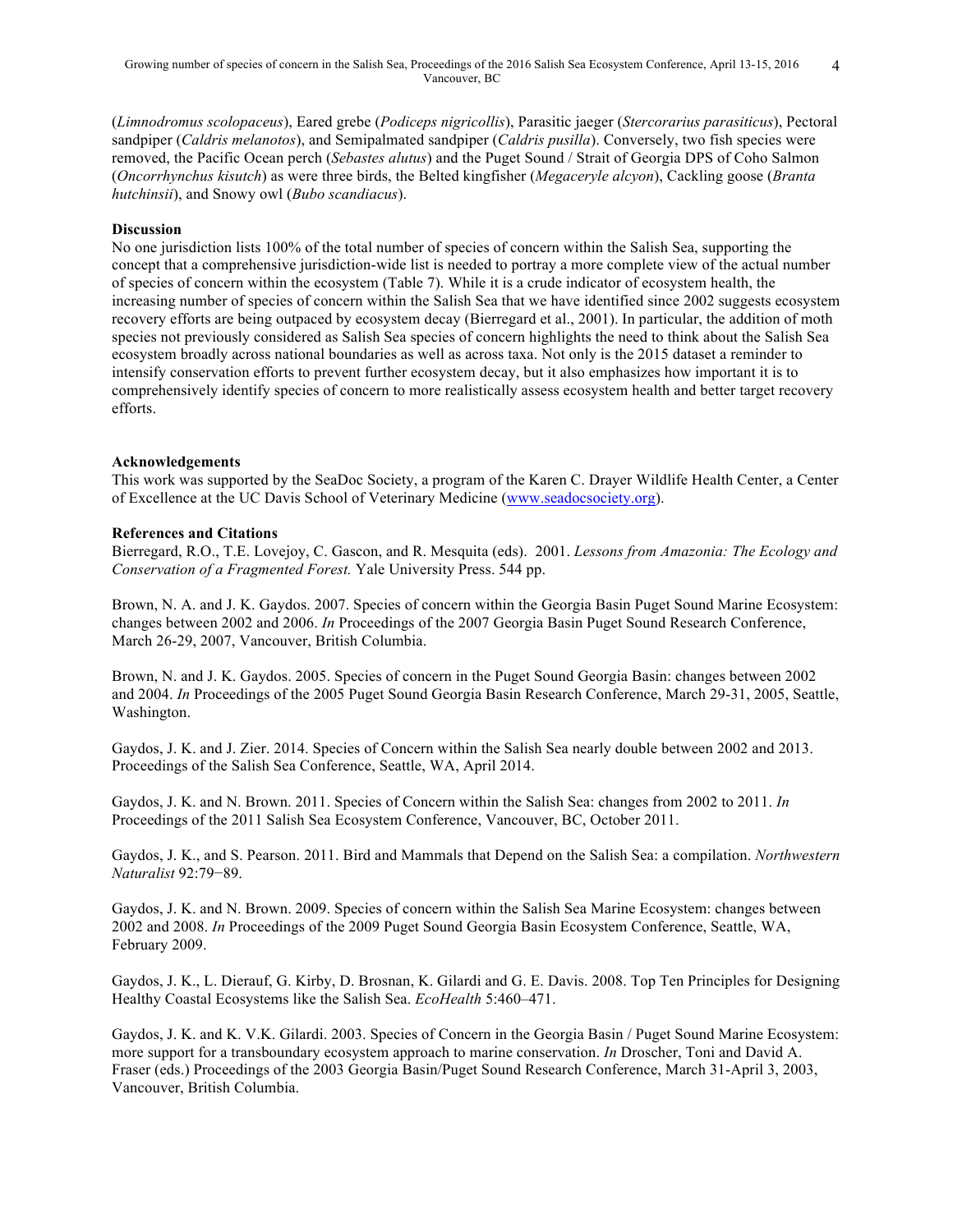(*Limnodromus scolopaceus*), Eared grebe (*Podiceps nigricollis*), Parasitic jaeger (*Stercorarius parasiticus*), Pectoral sandpiper (*Caldris melanotos*), and Semipalmated sandpiper (*Caldris pusilla*). Conversely, two fish species were removed, the Pacific Ocean perch (*Sebastes alutus*) and the Puget Sound / Strait of Georgia DPS of Coho Salmon (*Oncorrhynchus kisutch*) as were three birds, the Belted kingfisher (*Megaceryle alcyon*), Cackling goose (*Branta hutchinsii*), and Snowy owl (*Bubo scandiacus*).

**Discussion**

No one jurisdiction lists 100% of the total number of species of concern within the Salish Sea, supporting the concept that a comprehensive jurisdiction-wide list is needed to portray a more complete view of the actual number of species of concern within the ecosystem (Table 7). While it is a crude indicator of ecosystem health, the increasing number of species of concern within the Salish Sea that we have identified since 2002 suggests ecosystem recovery efforts are being outpaced by ecosystem decay (Bierregard et al., 2001). In particular, the addition of moth species not previously considered as Salish Sea species of concern highlights the need to think about the Salish Sea ecosystem broadly across national boundaries as well as across taxa. Not only is the 2015 dataset a reminder to intensify conservation efforts to prevent further ecosystem decay, but it also emphasizes how important it is to comprehensively identify species of concern to more realistically assess ecosystem health and better target recovery efforts.

**Acknowledgements**

This work was supported by the SeaDoc Society, a program of the Karen C. Drayer Wildlife Health Center, a Center of Excellence at the UC Davis School of Veterinary Medicine (www.seadocsociety.org).

**References and Citations**

Bierregard, R.O., T.E. Lovejoy, C. Gascon, and R. Mesquita (eds). 2001. *Lessons from Amazonia: The Ecology and Conservation of a Fragmented Forest.* Yale University Press. 544 pp.

Brown, N. A. and J. K. Gaydos. 2007. Species of concern within the Georgia Basin Puget Sound Marine Ecosystem: changes between 2002 and 2006. *In* Proceedings of the 2007 Georgia Basin Puget Sound Research Conference, March 26-29, 2007, Vancouver, British Columbia.

Brown, N. and J. K. Gaydos. 2005. Species of concern in the Puget Sound Georgia Basin: changes between 2002 and 2004. *In* Proceedings of the 2005 Puget Sound Georgia Basin Research Conference, March 29-31, 2005, Seattle, Washington.

Gaydos, J. K. and J. Zier. 2014. Species of Concern within the Salish Sea nearly double between 2002 and 2013. Proceedings of the Salish Sea Conference, Seattle, WA, April 2014.

Gaydos, J. K. and N. Brown. 2011. Species of Concern within the Salish Sea: changes from 2002 to 2011. *In* Proceedings of the 2011 Salish Sea Ecosystem Conference, Vancouver, BC, October 2011.

Gaydos, J. K., and S. Pearson. 2011. Bird and Mammals that Depend on the Salish Sea: a compilation. *Northwestern Naturalist* 92:79−89.

Gaydos, J. K. and N. Brown. 2009. Species of concern within the Salish Sea Marine Ecosystem: changes between 2002 and 2008. *In* Proceedings of the 2009 Puget Sound Georgia Basin Ecosystem Conference, Seattle, WA, February 2009.

Gaydos, J. K., L. Dierauf, G. Kirby, D. Brosnan, K. Gilardi and G. E. Davis. 2008. Top Ten Principles for Designing Healthy Coastal Ecosystems like the Salish Sea. *EcoHealth* 5:460–471.

Gaydos, J. K. and K. V.K. Gilardi. 2003. Species of Concern in the Georgia Basin / Puget Sound Marine Ecosystem: more support for a transboundary ecosystem approach to marine conservation. *In* Droscher, Toni and David A. Fraser (eds.) Proceedings of the 2003 Georgia Basin/Puget Sound Research Conference, March 31-April 3, 2003, Vancouver, British Columbia.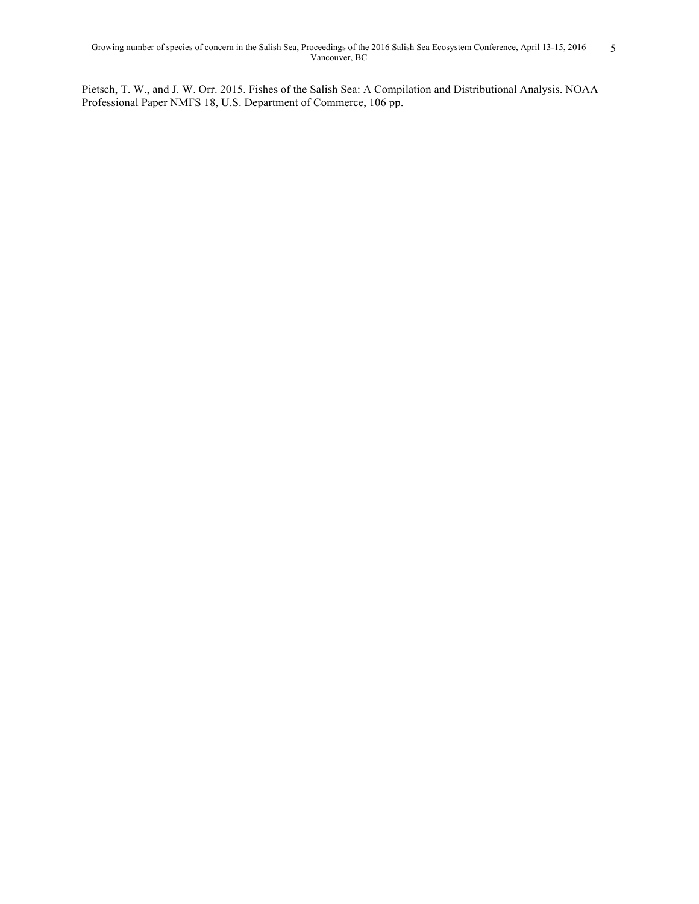Pietsch, T. W., and J. W. Orr. 2015. Fishes of the Salish Sea: A Compilation and Distributional Analysis. NOAA Professional Paper NMFS 18, U.S. Department of Commerce, 106 pp.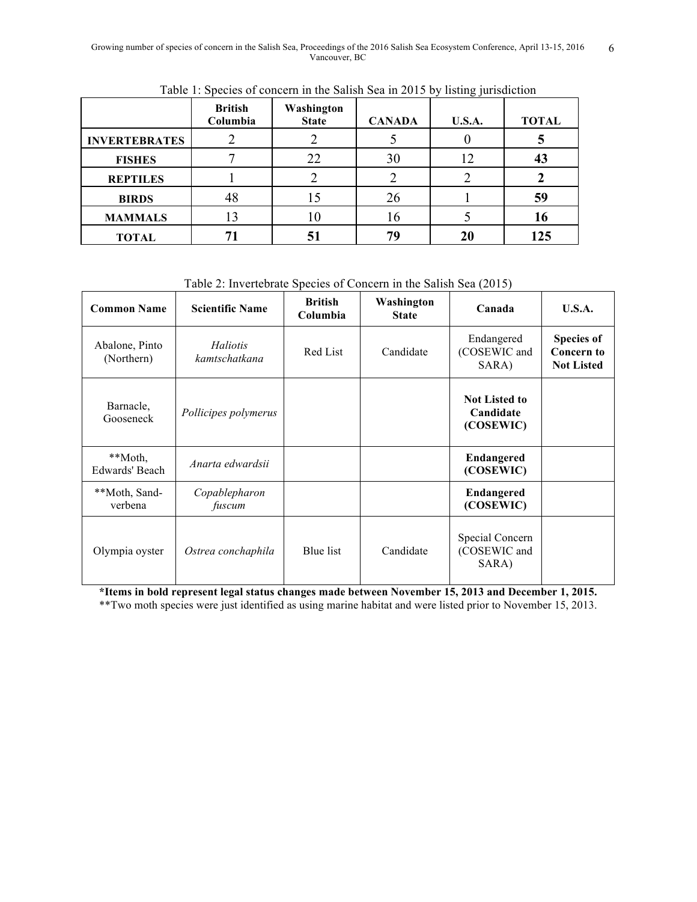Table 1: Species of concern in the Salish Sea in 2015 by listing jurisdiction

| | **British Columbia** | **Washington State** | **CANADA** | **U.S.A.** | **TOTAL** |
|---|---|---|---|---|---|
| **INVERTEBRATES** | 2 | 2 | 5 | 0 | **5** |
| **FISHES** | 7 | 22 | 30 | 12 | **43** |
| **REPTILES** | 1 | 2 | 2 | 2 | **2** |
| **BIRDS** | 48 | 15 | 26 | 1 | **59** |
| **MAMMALS** | 13 | 10 | 16 | 5 | **16** |
| **TOTAL** | **71** | **51** | **79** | **20** | **125** |

Table 2: Invertebrate Species of Concern in the Salish Sea (2015)

| **Common Name** | **Scientific Name** | **British Columbia** | **Washington State** | **Canada** | **U.S.A.** |
|---|---|---|---|---|---|
| Abalone, Pinto (Northern) | *Haliotis kamtschatkana* | Red List | Candidate | Endangered (COSEWIC and SARA) | **Species of Concern to Not Listed** |
| Barnacle, Gooseneck | *Pollicipes polymerus* | | | **Not Listed to Candidate (COSEWIC)** | |
| **Moth, Edwards' Beach | *Anarta edwardsii* | | | **Endangered (COSEWIC)** | |
| **Moth, Sand-verbena | *Copablepharon fuscum* | | | **Endangered (COSEWIC)** | |
| Olympia oyster | *Ostrea conchaphila* | Blue list | Candidate | Special Concern (COSEWIC and SARA) | |

***Items in bold represent legal status changes made between November 15, 2013 and December 1, 2015.**

**Two moth species were just identified as using marine habitat and were listed prior to November 15, 2013.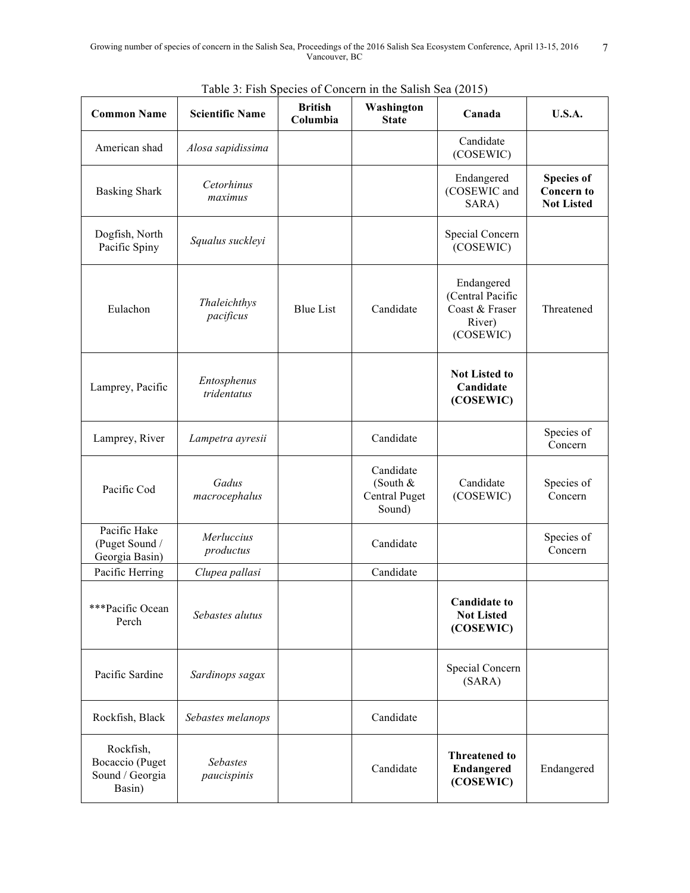Table 3: Fish Species of Concern in the Salish Sea (2015)

| Common Name | Scientific Name | British Columbia | Washington State | Canada | U.S.A. |
|---|---|---|---|---|---|
| American shad | *Alosa sapidissima* | | | Candidate (COSEWIC) | |
| Basking Shark | *Cetorhinus maximus* | | | Endangered (COSEWIC and SARA) | **Species of Concern to Not Listed** |
| Dogfish, North Pacific Spiny | *Squalus suckleyi* | | | Special Concern (COSEWIC) | |
| Eulachon | *Thaleichthys pacificus* | Blue List | Candidate | Endangered (Central Pacific Coast & Fraser River) (COSEWIC) | Threatened |
| Lamprey, Pacific | *Entosphenus tridentatus* | | | **Not Listed to Candidate (COSEWIC)** | |
| Lamprey, River | *Lampetra ayresii* | | Candidate | | Species of Concern |
| Pacific Cod | *Gadus macrocephalus* | | Candidate (South & Central Puget Sound) | Candidate (COSEWIC) | Species of Concern |
| Pacific Hake (Puget Sound / Georgia Basin) | *Merluccius productus* | | Candidate | | Species of Concern |
| Pacific Herring | *Clupea pallasi* | | Candidate | | |
| ***Pacific Ocean Perch | *Sebastes alutus* | | | **Candidate to Not Listed (COSEWIC)** | |
| Pacific Sardine | *Sardinops sagax* | | | Special Concern (SARA) | |
| Rockfish, Black | *Sebastes melanops* | | Candidate | | |
| Rockfish, Bocaccio (Puget Sound / Georgia Basin) | *Sebastes paucispinis* | | Candidate | **Threatened to Endangered (COSEWIC)** | Endangered |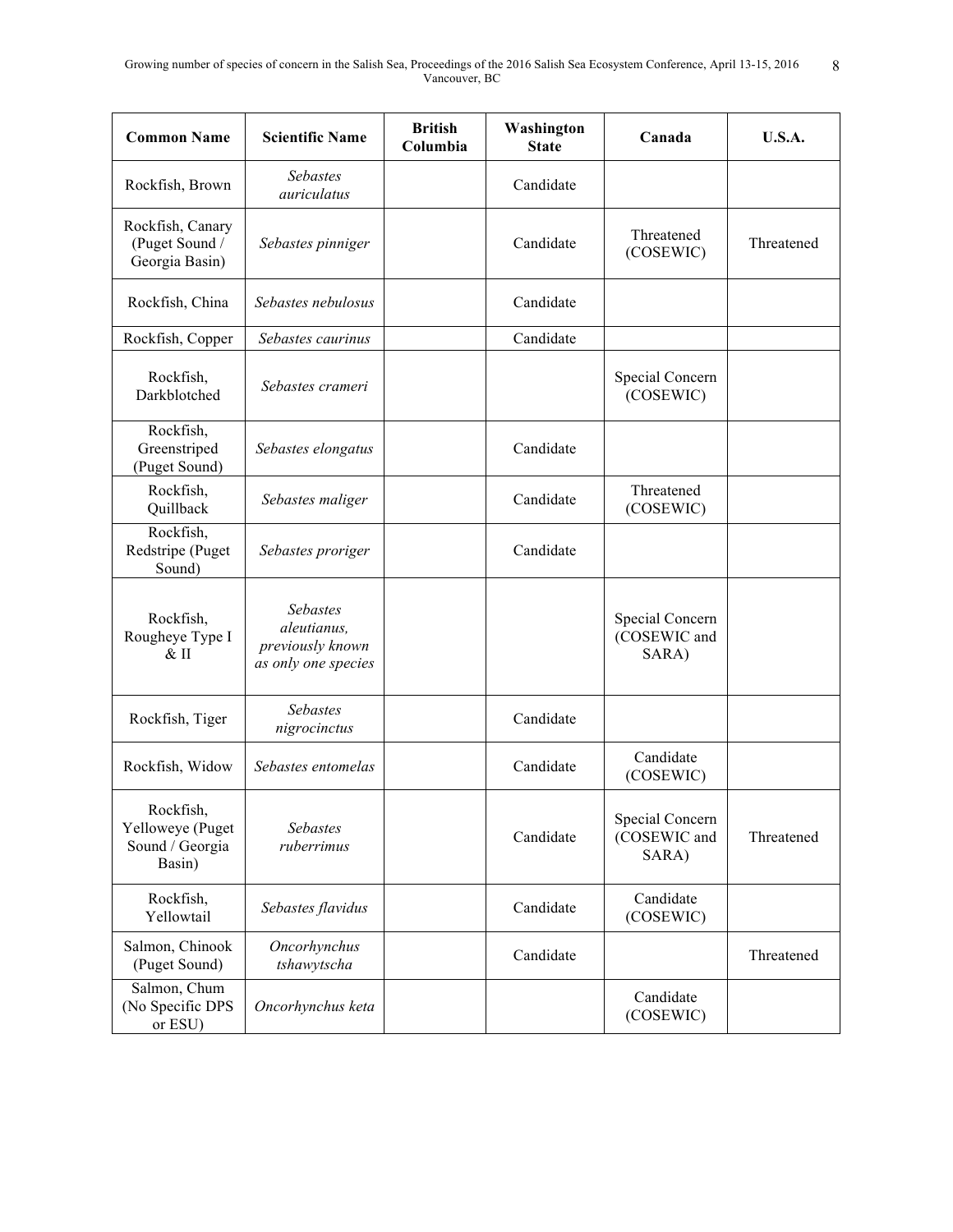| Common Name | Scientific Name | British Columbia | Washington State | Canada | U.S.A. |
|---|---|---|---|---|---|
| Rockfish, Brown | *Sebastes auriculatus* | | Candidate | | |
| Rockfish, Canary (Puget Sound / Georgia Basin) | *Sebastes pinniger* | | Candidate | Threatened (COSEWIC) | Threatened |
| Rockfish, China | *Sebastes nebulosus* | | Candidate | | |
| Rockfish, Copper | *Sebastes caurinus* | | Candidate | | |
| Rockfish, Darkblotched | *Sebastes crameri* | | | Special Concern (COSEWIC) | |
| Rockfish, Greenstriped (Puget Sound) | *Sebastes elongatus* | | Candidate | | |
| Rockfish, Quillback | *Sebastes maliger* | | Candidate | Threatened (COSEWIC) | |
| Rockfish, Redstripe (Puget Sound) | *Sebastes proriger* | | Candidate | | |
| Rockfish, Rougheye Type I & II | *Sebastes aleutianus, previously known as only one species* | | | Special Concern (COSEWIC and SARA) | |
| Rockfish, Tiger | *Sebastes nigrocinctus* | | Candidate | | |
| Rockfish, Widow | *Sebastes entomelas* | | Candidate | Candidate (COSEWIC) | |
| Rockfish, Yelloweye (Puget Sound / Georgia Basin) | *Sebastes ruberrimus* | | Candidate | Special Concern (COSEWIC and SARA) | Threatened |
| Rockfish, Yellowtail | *Sebastes flavidus* | | Candidate | Candidate (COSEWIC) | |
| Salmon, Chinook (Puget Sound) | *Oncorhynchus tshawytscha* | | Candidate | | Threatened |
| Salmon, Chum (No Specific DPS or ESU) | *Oncorhynchus keta* | | | Candidate (COSEWIC) | |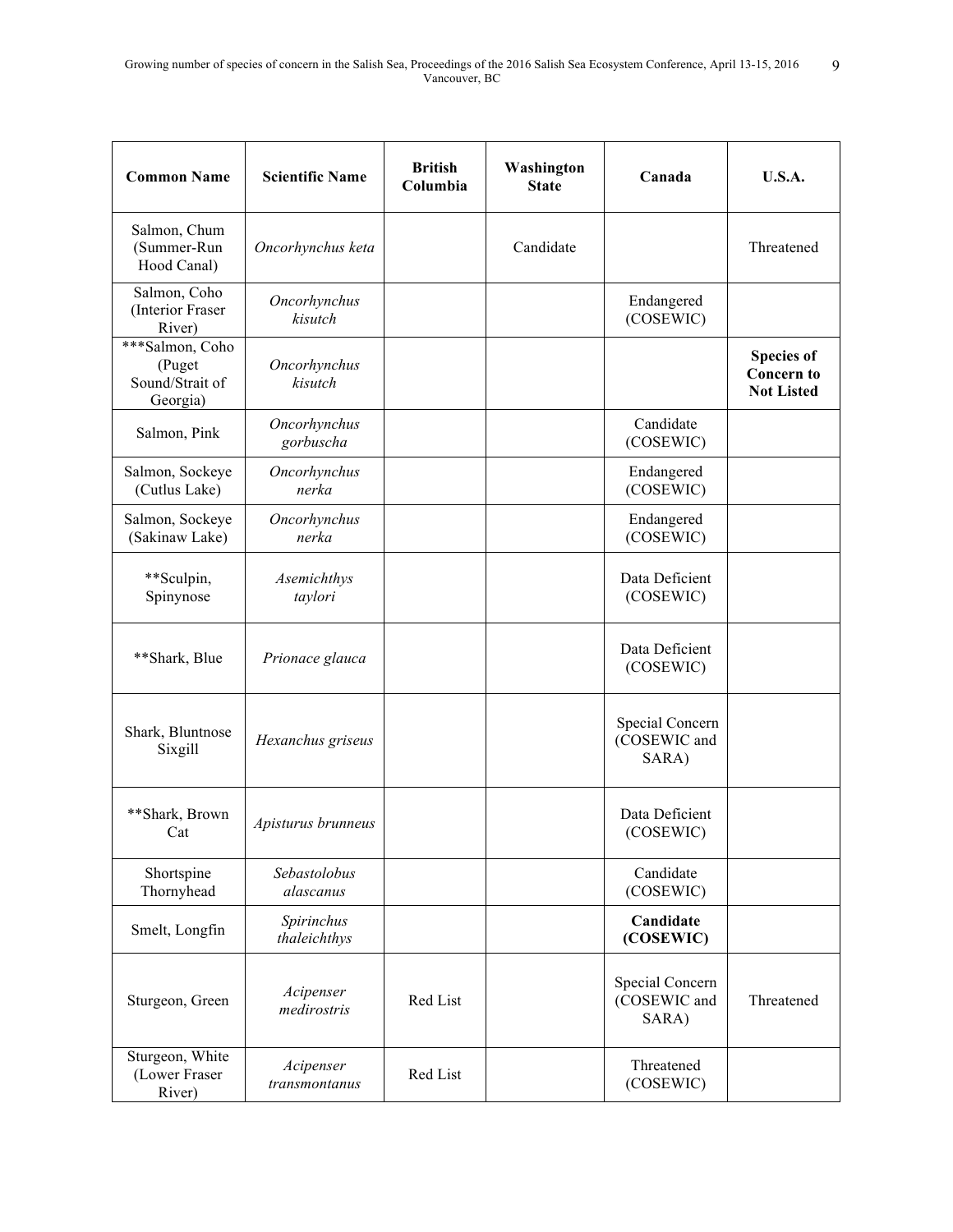| Common Name | Scientific Name | British Columbia | Washington State | Canada | U.S.A. |
|---|---|---|---|---|---|
| Salmon, Chum (Summer-Run Hood Canal) | *Oncorhynchus keta* | | Candidate | | Threatened |
| Salmon, Coho (Interior Fraser River) | *Oncorhynchus kisutch* | | | Endangered (COSEWIC) | |
| ***Salmon, Coho (Puget Sound/Strait of Georgia) | *Oncorhynchus kisutch* | | | | **Species of Concern to Not Listed** |
| Salmon, Pink | *Oncorhynchus gorbuscha* | | | Candidate (COSEWIC) | |
| Salmon, Sockeye (Cutlus Lake) | *Oncorhynchus nerka* | | | Endangered (COSEWIC) | |
| Salmon, Sockeye (Sakinaw Lake) | *Oncorhynchus nerka* | | | Endangered (COSEWIC) | |
| **Sculpin, Spinynose | *Asemichthys taylori* | | | Data Deficient (COSEWIC) | |
| **Shark, Blue | *Prionace glauca* | | | Data Deficient (COSEWIC) | |
| Shark, Bluntnose Sixgill | *Hexanchus griseus* | | | Special Concern (COSEWIC and SARA) | |
| **Shark, Brown Cat | *Apisturus brunneus* | | | Data Deficient (COSEWIC) | |
| Shortspine Thornyhead | *Sebastolobus alascanus* | | | Candidate (COSEWIC) | |
| Smelt, Longfin | *Spirinchus thaleichthys* | | | **Candidate (COSEWIC)** | |
| Sturgeon, Green | *Acipenser medirostris* | Red List | | Special Concern (COSEWIC and SARA) | Threatened |
| Sturgeon, White (Lower Fraser River) | *Acipenser transmontanus* | Red List | | Threatened (COSEWIC) | |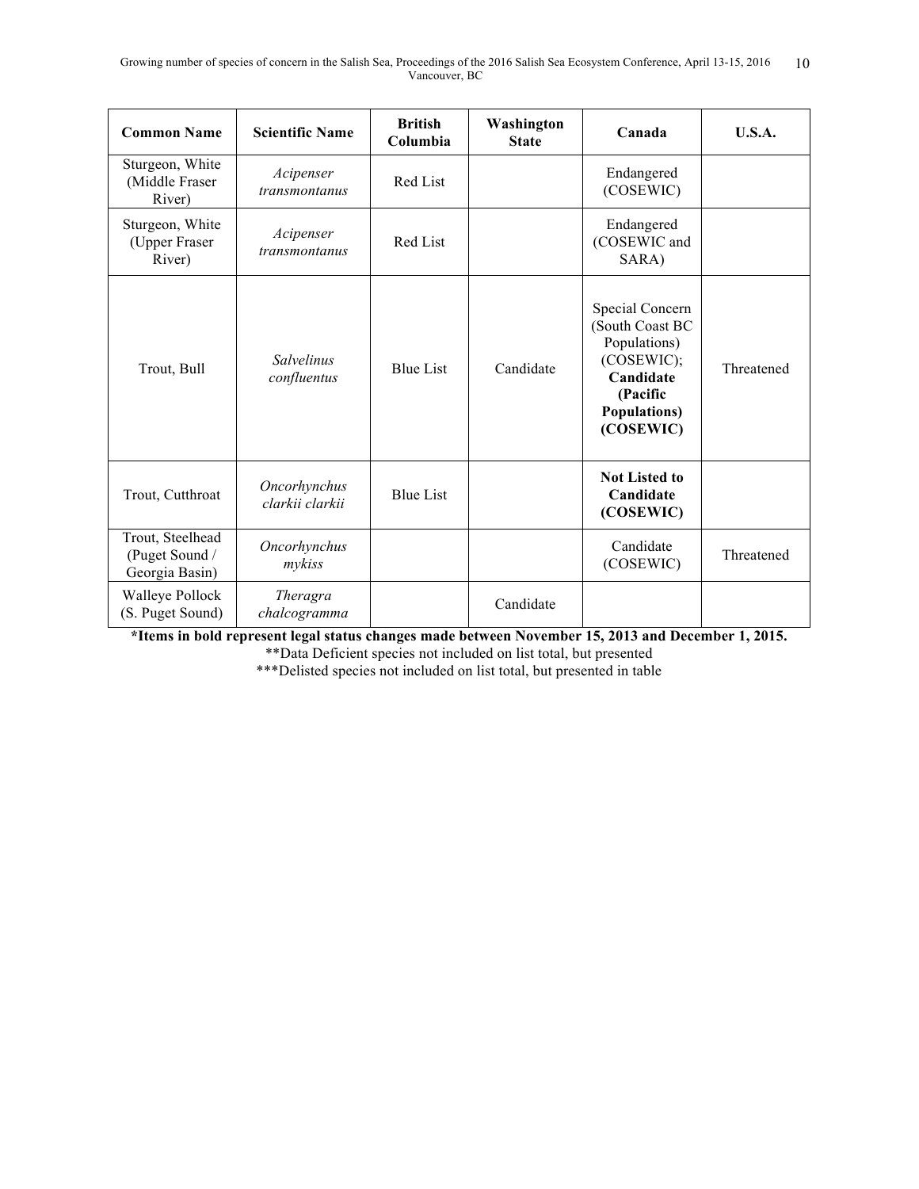| Common Name | Scientific Name | British Columbia | Washington State | Canada | U.S.A. |
|---|---|---|---|---|---|
| Sturgeon, White (Middle Fraser River) | *Acipenser transmontanus* | Red List | | Endangered (COSEWIC) | |
| Sturgeon, White (Upper Fraser River) | *Acipenser transmontanus* | Red List | | Endangered (COSEWIC and SARA) | |
| Trout, Bull | *Salvelinus confluentus* | Blue List | Candidate | Special Concern (South Coast BC Populations) (COSEWIC); **Candidate (Pacific Populations) (COSEWIC)** | Threatened |
| Trout, Cutthroat | *Oncorhynchus clarkii clarkii* | Blue List | | **Not Listed to Candidate (COSEWIC)** | |
| Trout, Steelhead (Puget Sound / Georgia Basin) | *Oncorhynchus mykiss* | | | Candidate (COSEWIC) | Threatened |
| Walleye Pollock (S. Puget Sound) | *Theragra chalcogramma* | | Candidate | | |

**\*Items in bold represent legal status changes made between November 15, 2013 and December 1, 2015.**

**Data Deficient species not included on list total, but presented

***Delisted species not included on list total, but presented in table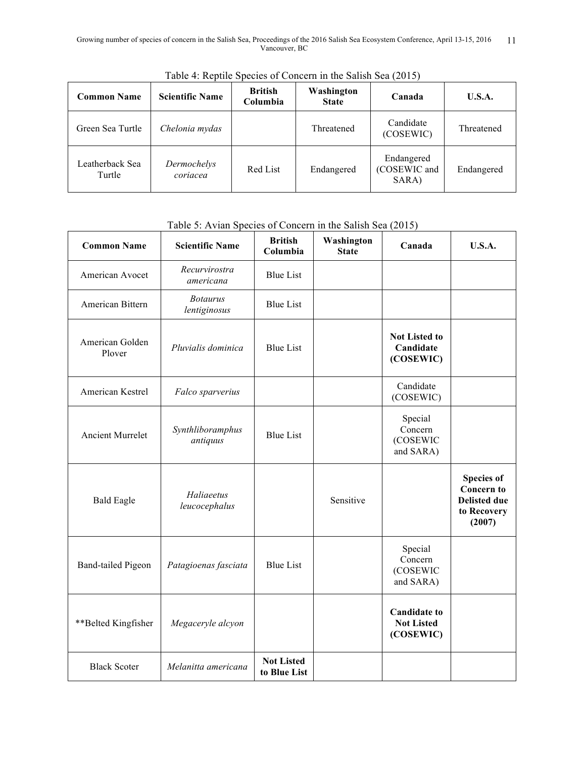Table 4: Reptile Species of Concern in the Salish Sea (2015)

| Common Name | Scientific Name | British Columbia | Washington State | Canada | U.S.A. |
|---|---|---|---|---|---|
| Green Sea Turtle | *Chelonia mydas* | | Threatened | Candidate (COSEWIC) | Threatened |
| Leatherback Sea Turtle | *Dermochelys coriacea* | Red List | Endangered | Endangered (COSEWIC and SARA) | Endangered |

Table 5: Avian Species of Concern in the Salish Sea (2015)

| Common Name | Scientific Name | British Columbia | Washington State | Canada | U.S.A. |
|---|---|---|---|---|---|
| American Avocet | *Recurvirostra americana* | Blue List | | | |
| American Bittern | *Botaurus lentiginosus* | Blue List | | | |
| American Golden Plover | *Pluvialis dominica* | Blue List | | **Not Listed to Candidate (COSEWIC)** | |
| American Kestrel | *Falco sparverius* | | | Candidate (COSEWIC) | |
| Ancient Murrelet | *Synthliboramphus antiquus* | Blue List | | Special Concern (COSEWIC and SARA) | |
| Bald Eagle | *Haliaeetus leucocephalus* | | Sensitive | | **Species of Concern to Delisted due to Recovery (2007)** |
| Band-tailed Pigeon | *Patagioenas fasciata* | Blue List | | Special Concern (COSEWIC and SARA) | |
| **Belted Kingfisher | *Megaceryle alcyon* | | | **Candidate to Not Listed (COSEWIC)** | |
| Black Scoter | *Melanitta americana* | **Not Listed to Blue List** | | | |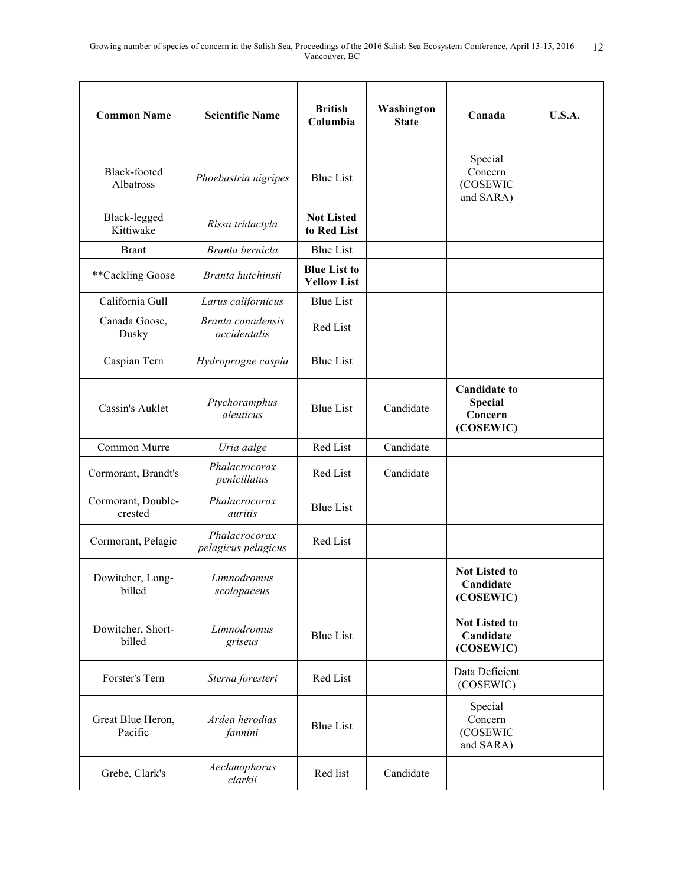| Common Name | Scientific Name | British Columbia | Washington State | Canada | U.S.A. |
|---|---|---|---|---|---|
| Black-footed Albatross | *Phoebastria nigripes* | Blue List | | Special Concern (COSEWIC and SARA) | |
| Black-legged Kittiwake | *Rissa tridactyla* | **Not Listed to Red List** | | | |
| Brant | *Branta bernicla* | Blue List | | | |
| **Cackling Goose | *Branta hutchinsii* | **Blue List to Yellow List** | | | |
| California Gull | *Larus californicus* | Blue List | | | |
| Canada Goose, Dusky | *Branta canadensis occidentalis* | Red List | | | |
| Caspian Tern | *Hydroprogne caspia* | Blue List | | | |
| Cassin's Auklet | *Ptychoramphus aleuticus* | Blue List | Candidate | **Candidate to Special Concern (COSEWIC)** | |
| Common Murre | *Uria aalge* | Red List | Candidate | | |
| Cormorant, Brandt's | *Phalacrocorax penicillatus* | Red List | Candidate | | |
| Cormorant, Double-crested | *Phalacrocorax auritis* | Blue List | | | |
| Cormorant, Pelagic | *Phalacrocorax pelagicus pelagicus* | Red List | | | |
| Dowitcher, Long-billed | *Limnodromus scolopaceus* | | | **Not Listed to Candidate (COSEWIC)** | |
| Dowitcher, Short-billed | *Limnodromus griseus* | Blue List | | **Not Listed to Candidate (COSEWIC)** | |
| Forster's Tern | *Sterna foresteri* | Red List | | Data Deficient (COSEWIC) | |
| Great Blue Heron, Pacific | *Ardea herodias fannini* | Blue List | | Special Concern (COSEWIC and SARA) | |
| Grebe, Clark's | *Aechmophorus clarkii* | Red list | Candidate | | |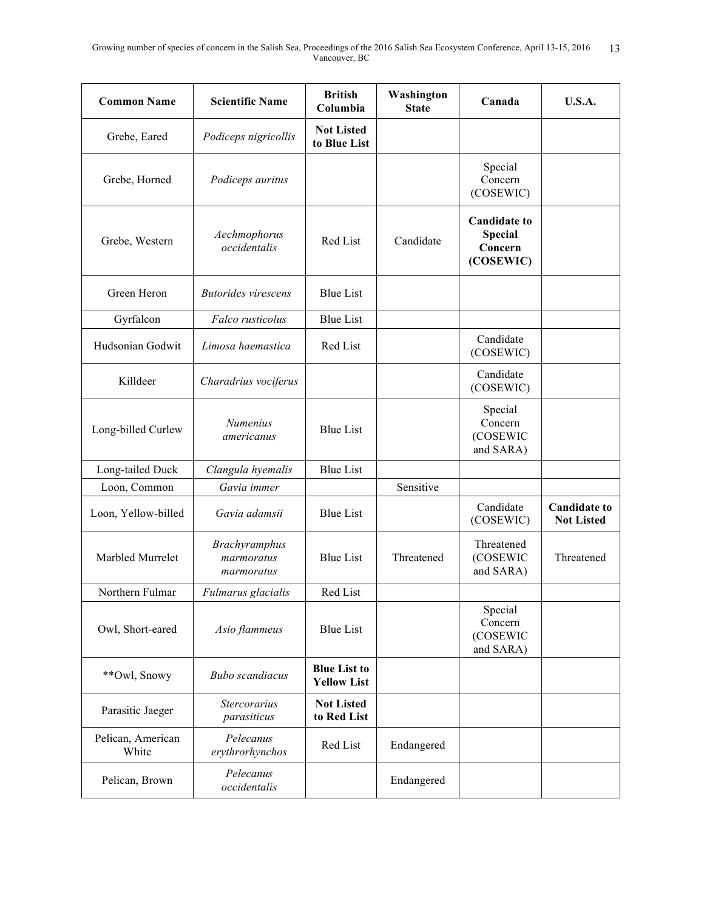| Common Name | Scientific Name | British Columbia | Washington State | Canada | U.S.A. |
|---|---|---|---|---|---|
| Grebe, Eared | *Podiceps nigricollis* | **Not Listed to Blue List** | | | |
| Grebe, Horned | *Podiceps auritus* | | | Special Concern (COSEWIC) | |
| Grebe, Western | *Aechmophorus occidentalis* | Red List | Candidate | **Candidate to Special Concern (COSEWIC)** | |
| Green Heron | *Butorides virescens* | Blue List | | | |
| Gyrfalcon | *Falco rusticolus* | Blue List | | | |
| Hudsonian Godwit | *Limosa haemastica* | Red List | | Candidate (COSEWIC) | |
| Killdeer | *Charadrius vociferus* | | | Candidate (COSEWIC) | |
| Long-billed Curlew | *Numenius americanus* | Blue List | | Special Concern (COSEWIC and SARA) | |
| Long-tailed Duck | *Clangula hyemalis* | Blue List | | | |
| Loon, Common | *Gavia immer* | | Sensitive | | |
| Loon, Yellow-billed | *Gavia adamsii* | Blue List | | Candidate (COSEWIC) | **Candidate to Not Listed** |
| Marbled Murrelet | *Brachyramphus marmoratus marmoratus* | Blue List | Threatened | Threatened (COSEWIC and SARA) | Threatened |
| Northern Fulmar | *Fulmarus glacialis* | Red List | | | |
| Owl, Short-eared | *Asio flammeus* | Blue List | | Special Concern (COSEWIC and SARA) | |
| **Owl, Snowy | *Bubo scandiacus* | **Blue List to Yellow List** | | | |
| Parasitic Jaeger | *Stercorarius parasiticus* | **Not Listed to Red List** | | | |
| Pelican, American White | *Pelecanus erythrorhynchos* | Red List | Endangered | | |
| Pelican, Brown | *Pelecanus occidentalis* | | Endangered | | |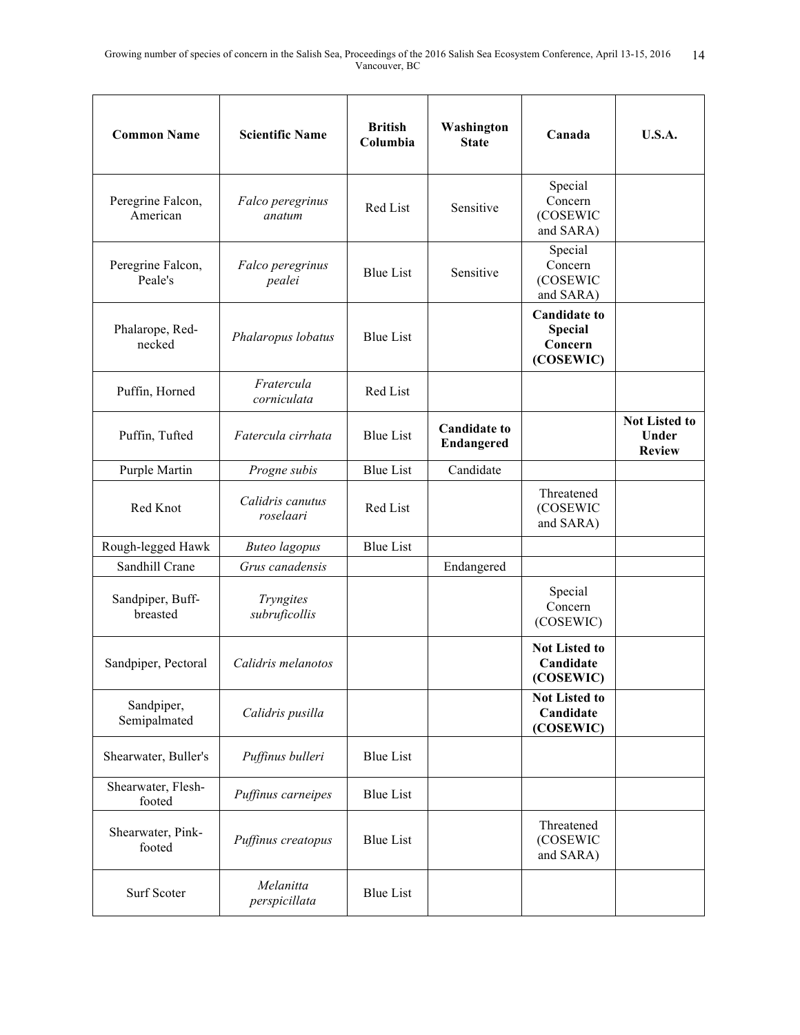| Common Name | Scientific Name | British Columbia | Washington State | Canada | U.S.A. |
|---|---|---|---|---|---|
| Peregrine Falcon, American | *Falco peregrinus anatum* | Red List | Sensitive | Special Concern (COSEWIC and SARA) | |
| Peregrine Falcon, Peale's | *Falco peregrinus pealei* | Blue List | Sensitive | Special Concern (COSEWIC and SARA) | |
| Phalarope, Red-necked | *Phalaropus lobatus* | Blue List | | **Candidate to Special Concern (COSEWIC)** | |
| Puffin, Horned | *Fratercula corniculata* | Red List | | | |
| Puffin, Tufted | *Fatercula cirrhata* | Blue List | **Candidate to Endangered** | | **Not Listed to Under Review** |
| Purple Martin | *Progne subis* | Blue List | Candidate | | |
| Red Knot | *Calidris canutus roselaari* | Red List | | Threatened (COSEWIC and SARA) | |
| Rough-legged Hawk | *Buteo lagopus* | Blue List | | | |
| Sandhill Crane | *Grus canadensis* | | Endangered | | |
| Sandpiper, Buff-breasted | *Tryngites subruficollis* | | | Special Concern (COSEWIC) | |
| Sandpiper, Pectoral | *Calidris melanotos* | | | **Not Listed to Candidate (COSEWIC)** | |
| Sandpiper, Semipalmated | *Calidris pusilla* | | | **Not Listed to Candidate (COSEWIC)** | |
| Shearwater, Buller's | *Puffinus bulleri* | Blue List | | | |
| Shearwater, Flesh-footed | *Puffinus carneipes* | Blue List | | | |
| Shearwater, Pink-footed | *Puffinus creatopus* | Blue List | | Threatened (COSEWIC and SARA) | |
| Surf Scoter | *Melanitta perspicillata* | Blue List | | | |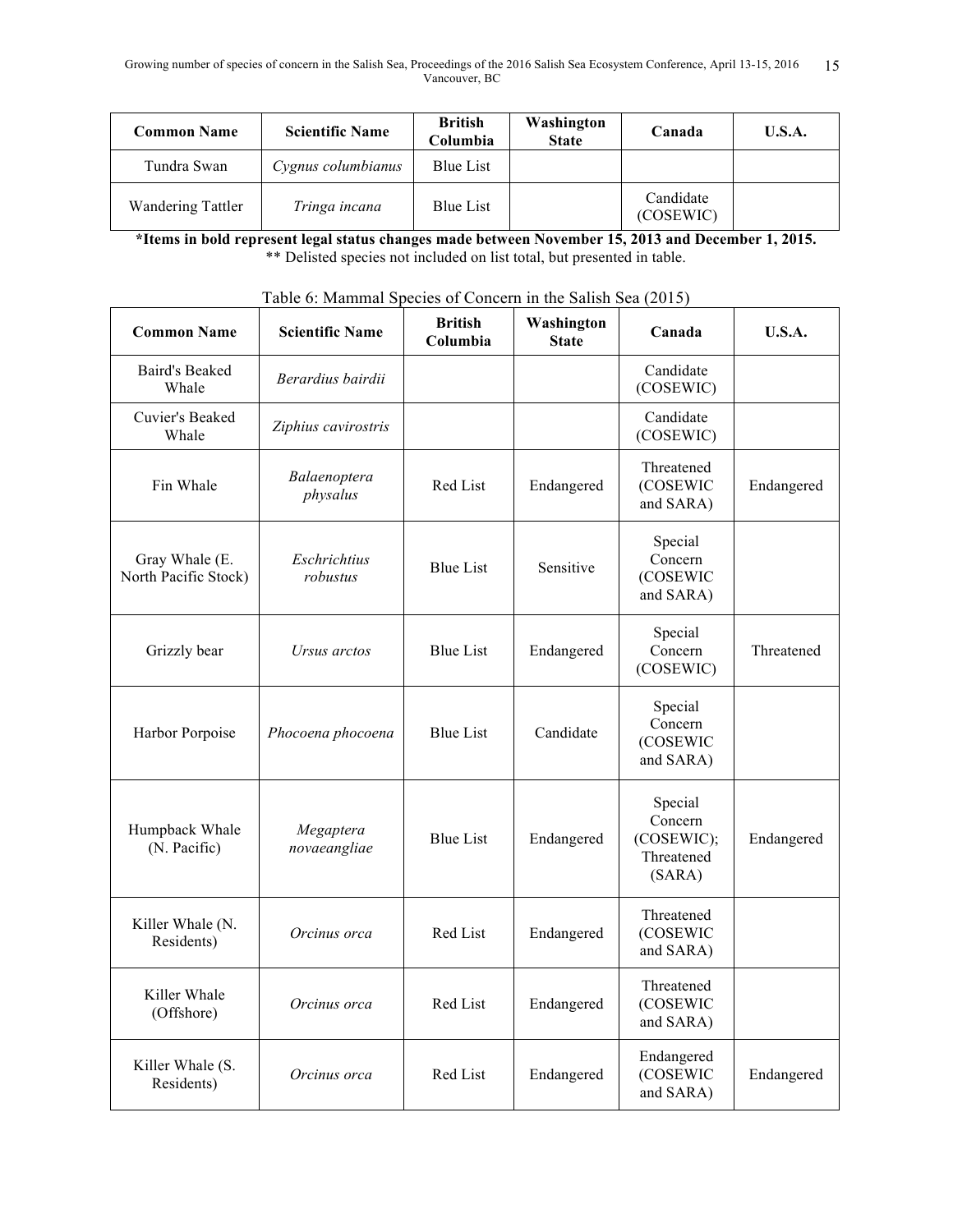| Common Name | Scientific Name | British Columbia | Washington State | Canada | U.S.A. |
|---|---|---|---|---|---|
| Tundra Swan | *Cygnus columbianus* | Blue List | | | |
| Wandering Tattler | *Tringa incana* | Blue List | | Candidate (COSEWIC) | |

***Items in bold represent legal status changes made between November 15, 2013 and December 1, 2015.**
** Delisted species not included on list total, but presented in table.

Table 6: Mammal Species of Concern in the Salish Sea (2015)

| Common Name | Scientific Name | British Columbia | Washington State | Canada | U.S.A. |
|---|---|---|---|---|---|
| Baird's Beaked Whale | *Berardius bairdii* | | | Candidate (COSEWIC) | |
| Cuvier's Beaked Whale | *Ziphius cavirostris* | | | Candidate (COSEWIC) | |
| Fin Whale | *Balaenoptera physalus* | Red List | Endangered | Threatened (COSEWIC and SARA) | Endangered |
| Gray Whale (E. North Pacific Stock) | *Eschrichtius robustus* | Blue List | Sensitive | Special Concern (COSEWIC and SARA) | |
| Grizzly bear | *Ursus arctos* | Blue List | Endangered | Special Concern (COSEWIC) | Threatened |
| Harbor Porpoise | *Phocoena phocoena* | Blue List | Candidate | Special Concern (COSEWIC and SARA) | |
| Humpback Whale (N. Pacific) | *Megaptera novaeangliae* | Blue List | Endangered | Special Concern (COSEWIC); Threatened (SARA) | Endangered |
| Killer Whale (N. Residents) | *Orcinus orca* | Red List | Endangered | Threatened (COSEWIC and SARA) | |
| Killer Whale (Offshore) | *Orcinus orca* | Red List | Endangered | Threatened (COSEWIC and SARA) | |
| Killer Whale (S. Residents) | *Orcinus orca* | Red List | Endangered | Endangered (COSEWIC and SARA) | Endangered |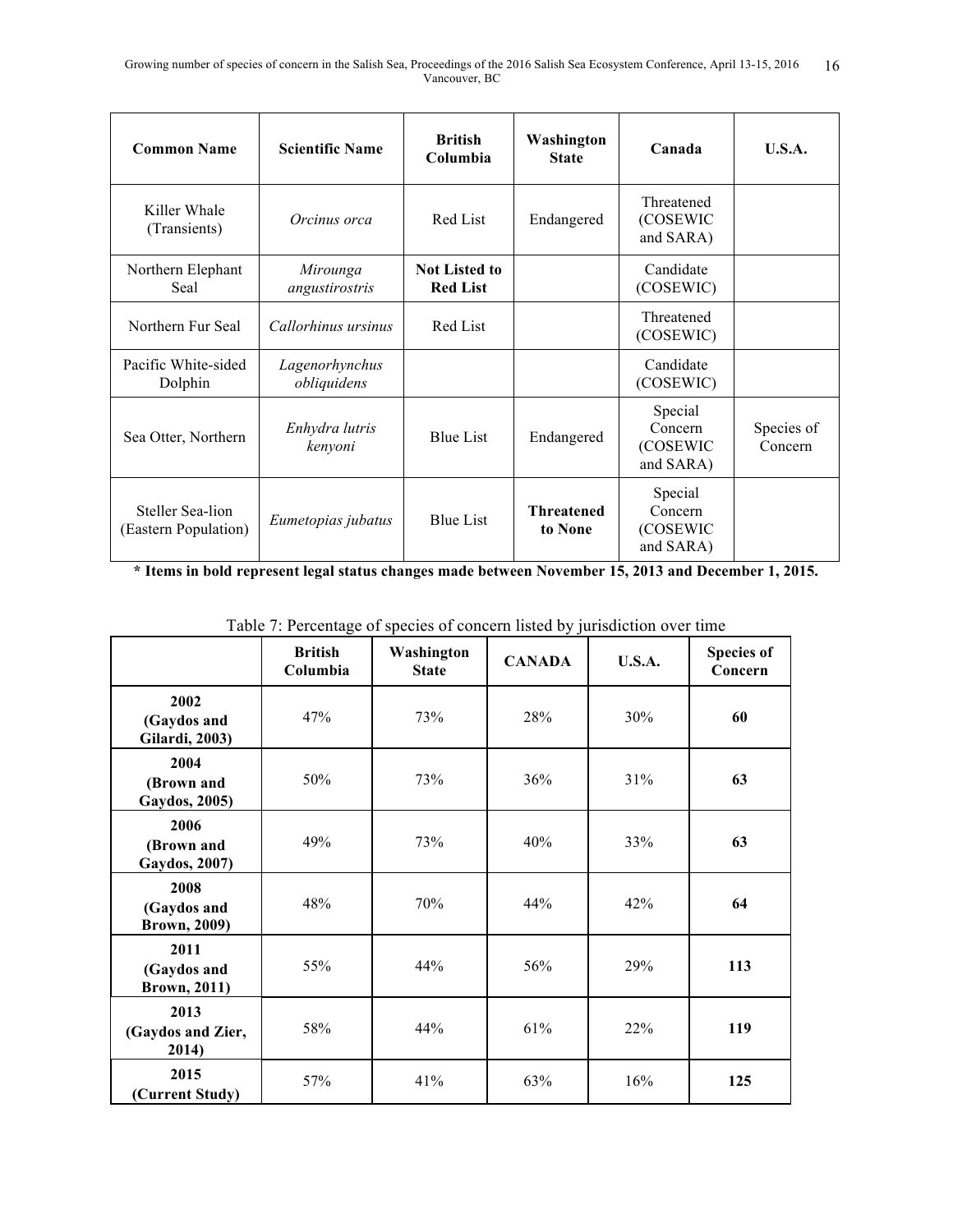| Common Name | Scientific Name | British Columbia | Washington State | Canada | U.S.A. |
|---|---|---|---|---|---|
| Killer Whale (Transients) | *Orcinus orca* | Red List | Endangered | Threatened (COSEWIC and SARA) | |
| Northern Elephant Seal | *Mirounga angustirostris* | **Not Listed to Red List** | | Candidate (COSEWIC) | |
| Northern Fur Seal | *Callorhinus ursinus* | Red List | | Threatened (COSEWIC) | |
| Pacific White-sided Dolphin | *Lagenorhynchus obliquidens* | | | Candidate (COSEWIC) | |
| Sea Otter, Northern | *Enhydra lutris kenyoni* | Blue List | Endangered | Special Concern (COSEWIC and SARA) | Species of Concern |
| Steller Sea-lion (Eastern Population) | *Eumetopias jubatus* | Blue List | **Threatened to None** | Special Concern (COSEWIC and SARA) | |

**\* Items in bold represent legal status changes made between November 15, 2013 and December 1, 2015.**

Table 7: Percentage of species of concern listed by jurisdiction over time

| | British Columbia | Washington State | CANADA | U.S.A. | Species of Concern |
|---|---|---|---|---|---|
| **2002 (Gaydos and Gilardi, 2003)** | 47% | 73% | 28% | 30% | **60** |
| **2004 (Brown and Gaydos, 2005)** | 50% | 73% | 36% | 31% | **63** |
| **2006 (Brown and Gaydos, 2007)** | 49% | 73% | 40% | 33% | **63** |
| **2008 (Gaydos and Brown, 2009)** | 48% | 70% | 44% | 42% | **64** |
| **2011 (Gaydos and Brown, 2011)** | 55% | 44% | 56% | 29% | **113** |
| **2013 (Gaydos and Zier, 2014)** | 58% | 44% | 61% | 22% | **119** |
| **2015 (Current Study)** | 57% | 41% | 63% | 16% | **125** |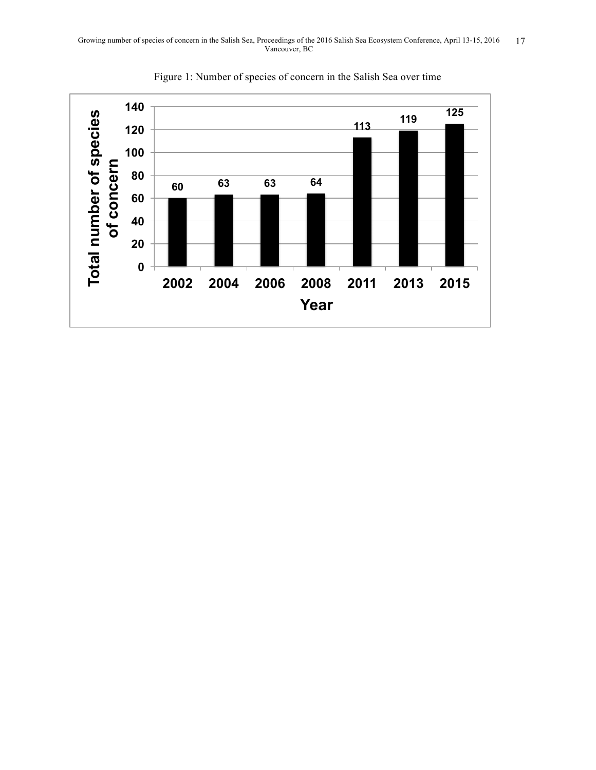Figure 1: Number of species of concern in the Salish Sea over time

Total number of species of concern

140
120
100
80
60
40
20
0

60
63
63
64
113
119
125

2002 2004 2006 2008 2011 2013 2015

Year